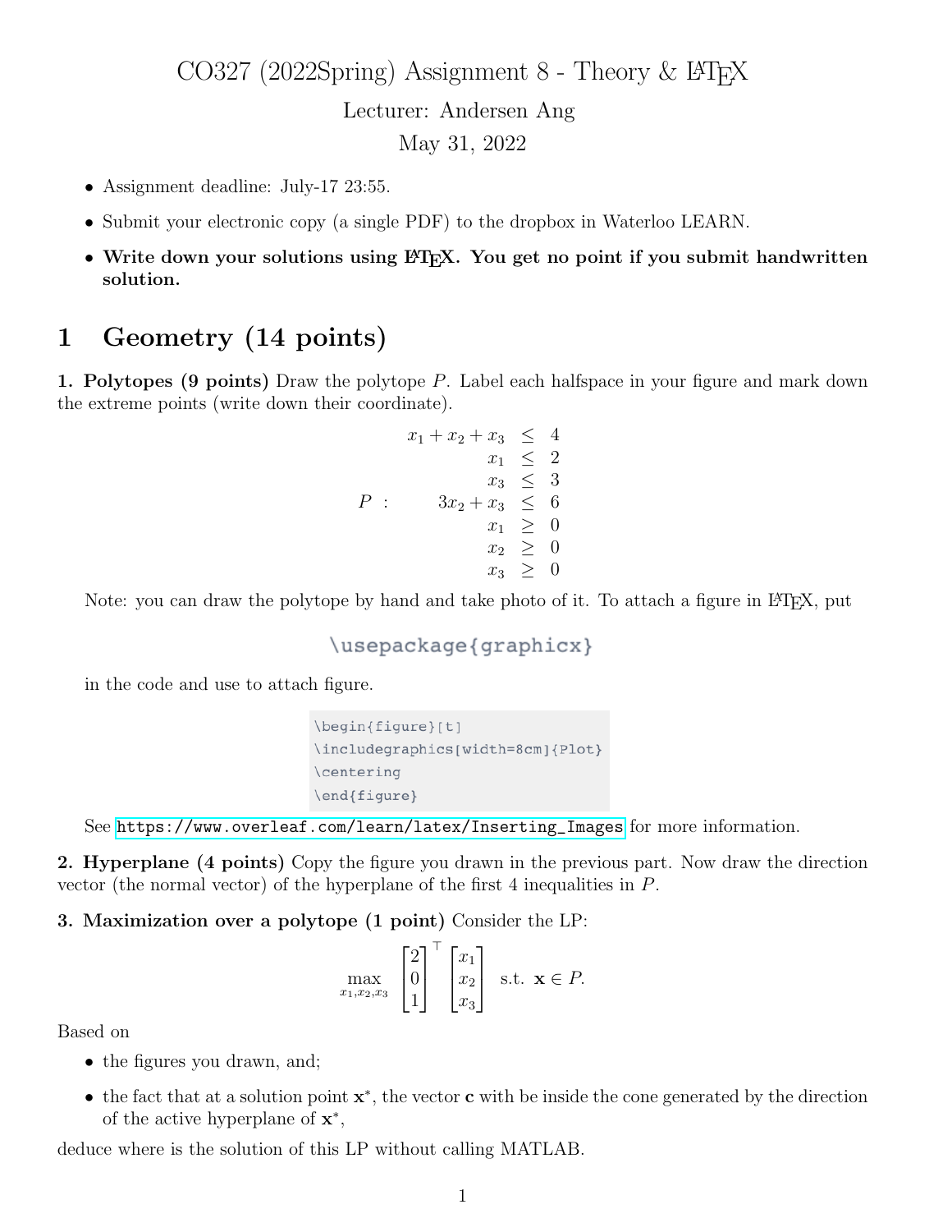# CO327 (2022Spring) Assignment 8 - Theory & LaTeX

Lecturer: Andersen Ang

May 31, 2022

- Assignment deadline: July-17 23:55.
- Submit your electronic copy (a single PDF) to the dropbox in Waterloo LEARN.
- **Write down your solutions using LaTeX. You get no point if you submit handwritten solution.**

## 1 Geometry (14 points)

**1. Polytopes (9 points)** Draw the polytope $P$. Label each halfspace in your figure and mark down the extreme points (write down their coordinate).

$$
P : \quad
\begin{array}{rcl}
x_1 + x_2 + x_3 & \leq & 4 \\
x_1 & \leq & 2 \\
x_3 & \leq & 3 \\
3x_2 + x_3 & \leq & 6 \\
x_1 & \geq & 0 \\
x_2 & \geq & 0 \\
x_3 & \geq & 0
\end{array}
$$

Note: you can draw the polytope by hand and take photo of it. To attach a figure in LaTeX, put

```
\usepackage{graphicx}
```

in the code and use to attach figure.

```
\begin{figure}[t]
\includegraphics[width=8cm]{Plot}
\centering
\end{figure}
```

See https://www.overleaf.com/learn/latex/Inserting_Images for more information.

**2. Hyperplane (4 points)** Copy the figure you drawn in the previous part. Now draw the direction vector (the normal vector) of the hyperplane of the first 4 inequalities in $P$.

**3. Maximization over a polytope (1 point)** Consider the LP:

$$
\max_{x_1, x_2, x_3} \begin{bmatrix} 2 \\ 0 \\ 1 \end{bmatrix}^\top \begin{bmatrix} x_1 \\ x_2 \\ x_3 \end{bmatrix} \quad \text{s.t. } \mathbf{x} \in P.
$$

Based on

- the figures you drawn, and;
- the fact that at a solution point $\mathbf{x}^*$, the vector $\mathbf{c}$ with be inside the cone generated by the direction of the active hyperplane of $\mathbf{x}^*$,

deduce where is the solution of this LP without calling MATLAB.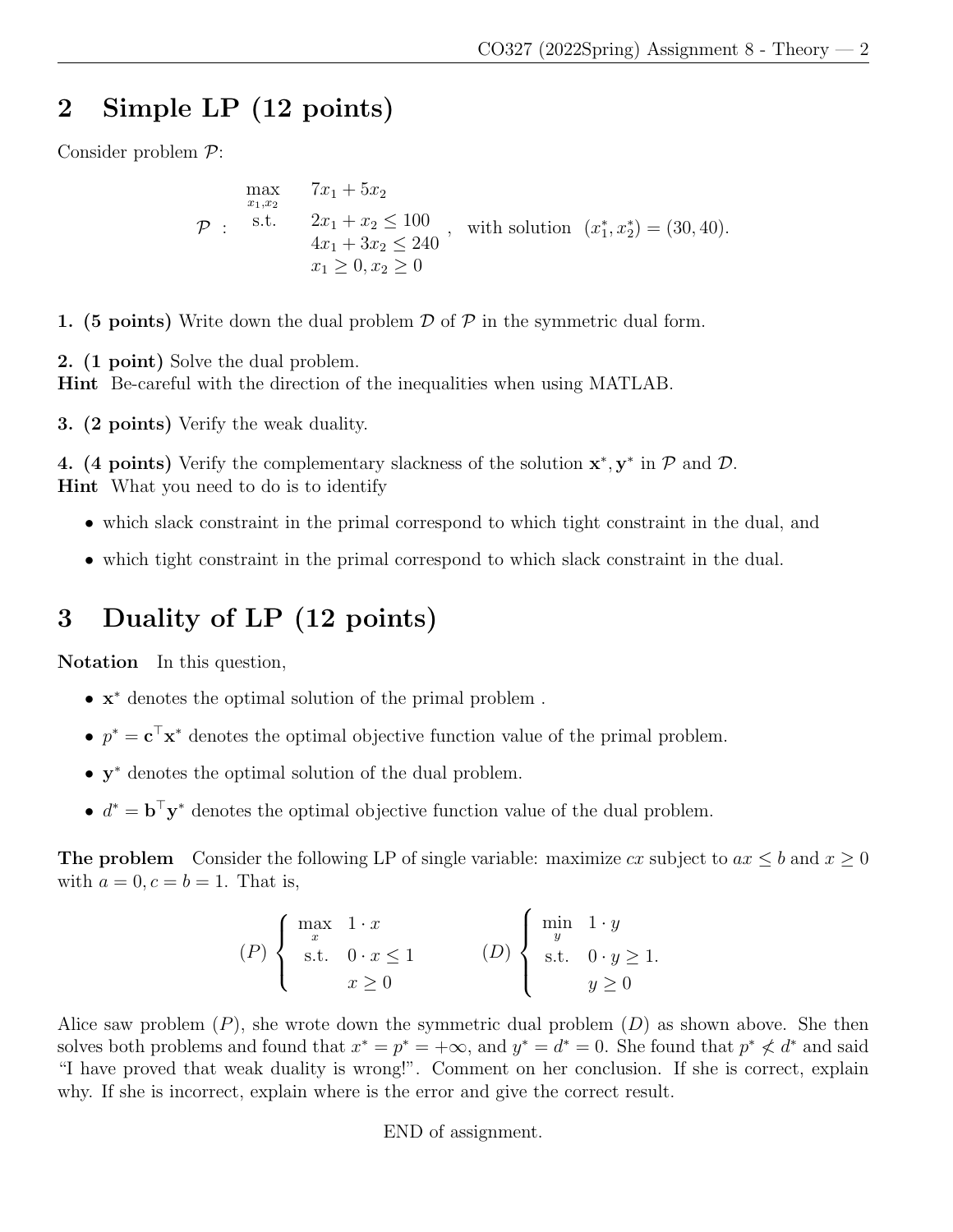## 2 Simple LP (12 points)

Consider problem $\mathcal{P}$:

$$\mathcal{P} \ : \quad \begin{array}{ll} \max\limits_{x_1,x_2} & 7x_1 + 5x_2 \\ \text{s.t.} & 2x_1 + x_2 \leq 100 \\ & 4x_1 + 3x_2 \leq 240 \\ & x_1 \geq 0, x_2 \geq 0 \end{array}, \quad \text{with solution } \ (x_1^*, x_2^*) = (30, 40).$$

**1. (5 points)** Write down the dual problem $\mathcal{D}$ of $\mathcal{P}$ in the symmetric dual form.

**2. (1 point)** Solve the dual problem.
**Hint** Be-careful with the direction of the inequalities when using MATLAB.

**3. (2 points)** Verify the weak duality.

**4. (4 points)** Verify the complementary slackness of the solution $\mathbf{x}^*, \mathbf{y}^*$ in $\mathcal{P}$ and $\mathcal{D}$.
**Hint** What you need to do is to identify

- which slack constraint in the primal correspond to which tight constraint in the dual, and
- which tight constraint in the primal correspond to which slack constraint in the dual.

## 3 Duality of LP (12 points)

**Notation** In this question,

- $\mathbf{x}^*$ denotes the optimal solution of the primal problem .
- $p^* = \mathbf{c}^\top \mathbf{x}^*$ denotes the optimal objective function value of the primal problem.
- $\mathbf{y}^*$ denotes the optimal solution of the dual problem.
- $d^* = \mathbf{b}^\top \mathbf{y}^*$ denotes the optimal objective function value of the dual problem.

**The problem** Consider the following LP of single variable: maximize $cx$ subject to $ax \leq b$ and $x \geq 0$ with $a = 0, c = b = 1$. That is,

$$(P) \left\{ \begin{array}{ll} \max\limits_{x} & 1 \cdot x \\ \text{s.t.} & 0 \cdot x \leq 1 \\ & x \geq 0 \end{array} \right. \qquad (D) \left\{ \begin{array}{ll} \min\limits_{y} & 1 \cdot y \\ \text{s.t.} & 0 \cdot y \geq 1. \\ & y \geq 0 \end{array} \right.$$

Alice saw problem $(P)$, she wrote down the symmetric dual problem $(D)$ as shown above. She then solves both problems and found that $x^* = p^* = +\infty$, and $y^* = d^* = 0$. She found that $p^* \not\leq d^*$ and said "I have proved that weak duality is wrong!". Comment on her conclusion. If she is correct, explain why. If she is incorrect, explain where is the error and give the correct result.

END of assignment.